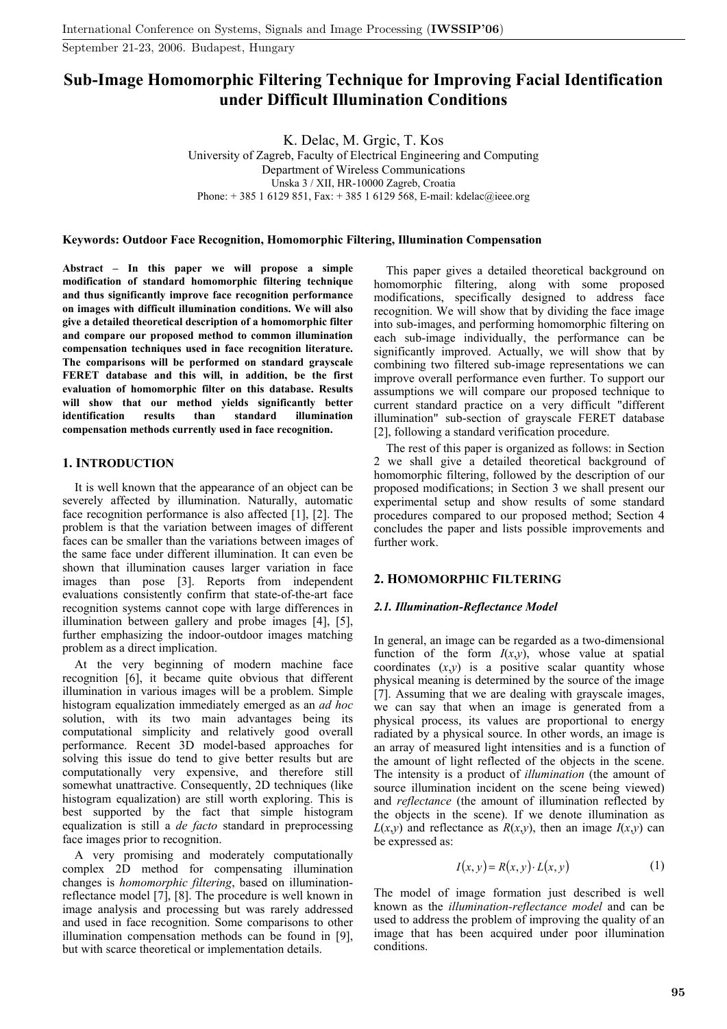# Sub-Image Homomorphic Filtering Technique for Improving Facial Identification under Difficult Illumination Conditions

K. Delac, M. Grgic, T. Kos

University of Zagreb, Faculty of Electrical Engineering and Computing

Department of Wireless Communications

Unska 3 / XII, HR-10000 Zagreb, Croatia

Phone: + 385 1 6129 851, Fax: + 385 1 6129 568, E-mail: kdelac@ieee.org

**Keywords: Outdoor Face Recognition, Homomorphic Filtering, Illumination Compensation**

**Abstract – In this paper we will propose a simple modification of standard homomorphic filtering technique and thus significantly improve face recognition performance on images with difficult illumination conditions. We will also give a detailed theoretical description of a homomorphic filter and compare our proposed method to common illumination compensation techniques used in face recognition literature. The comparisons will be performed on standard grayscale FERET database and this will, in addition, be the first evaluation of homomorphic filter on this database. Results will show that our method yields significantly better identification results than standard illumination compensation methods currently used in face recognition.**

## 1. INTRODUCTION

It is well known that the appearance of an object can be severely affected by illumination. Naturally, automatic face recognition performance is also affected [1], [2]. The problem is that the variation between images of different faces can be smaller than the variations between images of the same face under different illumination. It can even be shown that illumination causes larger variation in face images than pose [3]. Reports from independent evaluations consistently confirm that state-of-the-art face recognition systems cannot cope with large differences in illumination between gallery and probe images [4], [5], further emphasizing the indoor-outdoor images matching problem as a direct implication.

At the very beginning of modern machine face recognition [6], it became quite obvious that different illumination in various images will be a problem. Simple histogram equalization immediately emerged as an *ad hoc* solution, with its two main advantages being its computational simplicity and relatively good overall performance. Recent 3D model-based approaches for solving this issue do tend to give better results but are computationally very expensive, and therefore still somewhat unattractive. Consequently, 2D techniques (like histogram equalization) are still worth exploring. This is best supported by the fact that simple histogram equalization is still a *de facto* standard in preprocessing face images prior to recognition.

A very promising and moderately computationally complex 2D method for compensating illumination changes is *homomorphic filtering*, based on illumination-reflectance model [7], [8]. The procedure is well known in image analysis and processing but was rarely addressed and used in face recognition. Some comparisons to other illumination compensation methods can be found in [9], but with scarce theoretical or implementation details.

This paper gives a detailed theoretical background on homomorphic filtering, along with some proposed modifications, specifically designed to address face recognition. We will show that by dividing the face image into sub-images, and performing homomorphic filtering on each sub-image individually, the performance can be significantly improved. Actually, we will show that by combining two filtered sub-image representations we can improve overall performance even further. To support our assumptions we will compare our proposed technique to current standard practice on a very difficult "different illumination" sub-section of grayscale FERET database [2], following a standard verification procedure.

The rest of this paper is organized as follows: in Section 2 we shall give a detailed theoretical background of homomorphic filtering, followed by the description of our proposed modifications; in Section 3 we shall present our experimental setup and show results of some standard procedures compared to our proposed method; Section 4 concludes the paper and lists possible improvements and further work.

## 2. HOMOMORPHIC FILTERING

### *2.1. Illumination-Reflectance Model*

In general, an image can be regarded as a two-dimensional function of the form $I(x,y)$, whose value at spatial coordinates $(x,y)$ is a positive scalar quantity whose physical meaning is determined by the source of the image [7]. Assuming that we are dealing with grayscale images, we can say that when an image is generated from a physical process, its values are proportional to energy radiated by a physical source. In other words, an image is an array of measured light intensities and is a function of the amount of light reflected of the objects in the scene. The intensity is a product of *illumination* (the amount of source illumination incident on the scene being viewed) and *reflectance* (the amount of illumination reflected by the objects in the scene). If we denote illumination as $L(x,y)$ and reflectance as $R(x,y)$, then an image $I(x,y)$ can be expressed as:

$$I(x,y) = R(x,y) \cdot L(x,y) \tag{1}$$

The model of image formation just described is well known as the *illumination-reflectance model* and can be used to address the problem of improving the quality of an image that has been acquired under poor illumination conditions.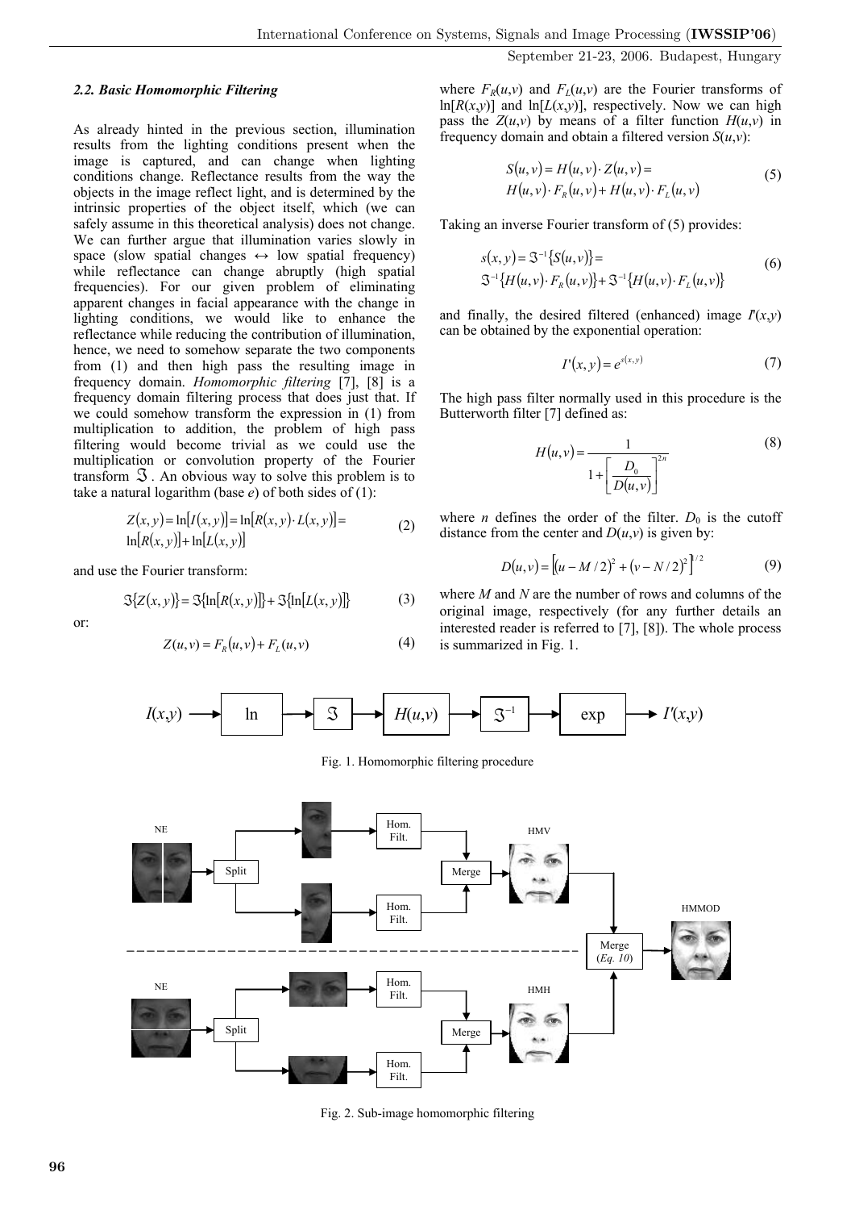### 2.2. Basic Homomorphic Filtering

As already hinted in the previous section, illumination results from the lighting conditions present when the image is captured, and can change when lighting conditions change. Reflectance results from the way the objects in the image reflect light, and is determined by the intrinsic properties of the object itself, which (we can safely assume in this theoretical analysis) does not change. We can further argue that illumination varies slowly in space (slow spatial changes ↔ low spatial frequency) while reflectance can change abruptly (high spatial frequencies). For our given problem of eliminating apparent changes in facial appearance with the change in lighting conditions, we would like to enhance the reflectance while reducing the contribution of illumination, hence, we need to somehow separate the two components from (1) and then high pass the resulting image in frequency domain. *Homomorphic filtering* [7], [8] is a frequency domain filtering process that does just that. If we could somehow transform the expression in (1) from multiplication to addition, the problem of high pass filtering would become trivial as we could use the multiplication or convolution property of the Fourier transform $\Im$. An obvious way to solve this problem is to take a natural logarithm (base *e*) of both sides of (1):

$$Z(x,y) = \ln[I(x,y)] = \ln[R(x,y) \cdot L(x,y)] = \ln[R(x,y)] + \ln[L(x,y)] \tag{2}$$

and use the Fourier transform:

$$\Im\{Z(x,y)\} = \Im\{\ln[R(x,y)]\} + \Im\{\ln[L(x,y)]\} \tag{3}$$

or:

$$Z(u,v) = F_R(u,v) + F_L(u,v) \tag{4}$$

where $F_R(u,v)$ and $F_L(u,v)$ are the Fourier transforms of $\ln[R(x,y)]$ and $\ln[L(x,y)]$, respectively. Now we can high pass the $Z(u,v)$ by means of a filter function $H(u,v)$ in frequency domain and obtain a filtered version $S(u,v)$:

$$S(u,v) = H(u,v) \cdot Z(u,v) = H(u,v) \cdot F_R(u,v) + H(u,v) \cdot F_L(u,v) \tag{5}$$

Taking an inverse Fourier transform of (5) provides:

$$s(x,y) = \Im^{-1}\{S(u,v)\} = \Im^{-1}\{H(u,v) \cdot F_R(u,v)\} + \Im^{-1}\{H(u,v) \cdot F_L(u,v)\} \tag{6}$$

and finally, the desired filtered (enhanced) image $I'(x,y)$ can be obtained by the exponential operation:

$$I'(x,y) = e^{s(x,y)} \tag{7}$$

The high pass filter normally used in this procedure is the Butterworth filter [7] defined as:

$$H(u,v) = \frac{1}{1 + \left[\frac{D_0}{D(u,v)}\right]^{2n}} \tag{8}$$

where $n$ defines the order of the filter. $D_0$ is the cutoff distance from the center and $D(u,v)$ is given by:

$$D(u,v) = \left[(u - M/2)^2 + (v - N/2)^2\right]^{1/2} \tag{9}$$

where $M$ and $N$ are the number of rows and columns of the original image, respectively (for any further details an interested reader is referred to [7], [8]). The whole process is summarized in Fig. 1.

$I(x,y)$ → ln → $\Im$ → $H(u,v)$ → $\Im^{-1}$ → exp → $I'(x,y)$

Fig. 1. Homomorphic filtering procedure

Fig. 2. Sub-image homomorphic filtering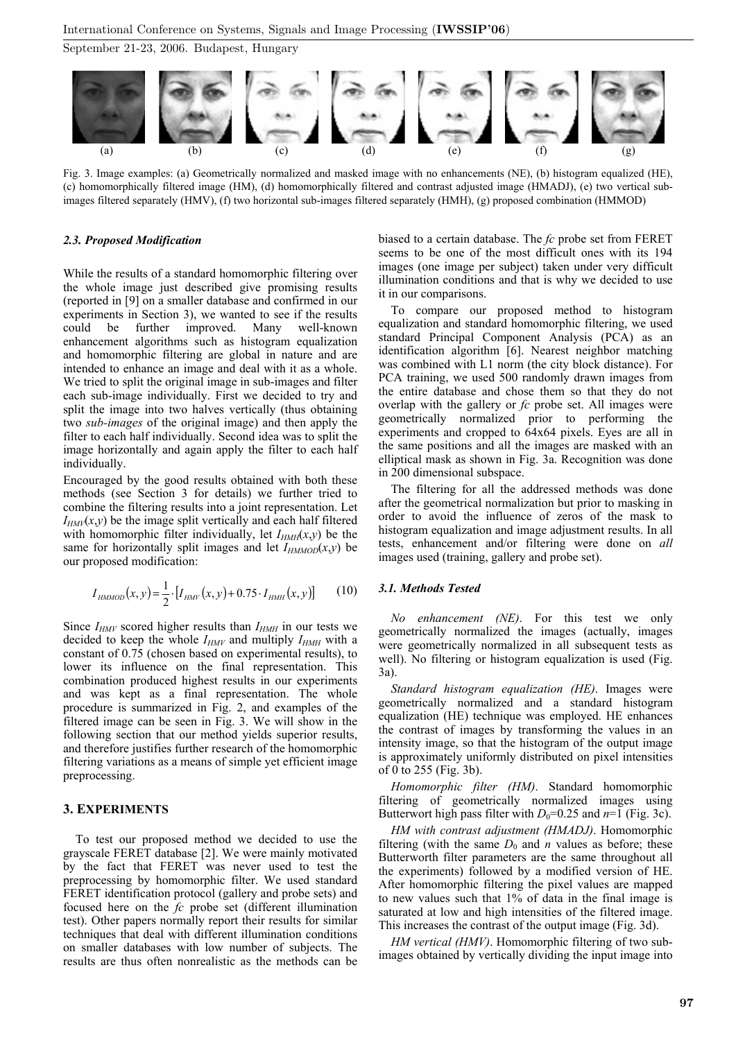(a) (b) (c) (d) (e) (f) (g)

Fig. 3. Image examples: (a) Geometrically normalized and masked image with no enhancements (NE), (b) histogram equalized (HE), (c) homomorphically filtered image (HM), (d) homomorphically filtered and contrast adjusted image (HMADJ), (e) two vertical sub-images filtered separately (HMV), (f) two horizontal sub-images filtered separately (HMH), (g) proposed combination (HMMOD)

### *2.3. Proposed Modification*

While the results of a standard homomorphic filtering over the whole image just described give promising results (reported in [9] on a smaller database and confirmed in our experiments in Section 3), we wanted to see if the results could be further improved. Many well-known enhancement algorithms such as histogram equalization and homomorphic filtering are global in nature and are intended to enhance an image and deal with it as a whole. We tried to split the original image in sub-images and filter each sub-image individually. First we decided to try and split the image into two halves vertically (thus obtaining two *sub-images* of the original image) and then apply the filter to each half individually. Second idea was to split the image horizontally and again apply the filter to each half individually.

Encouraged by the good results obtained with both these methods (see Section 3 for details) we further tried to combine the filtering results into a joint representation. Let $I_{HMV}(x,y)$ be the image split vertically and each half filtered with homomorphic filter individually, let $I_{HMH}(x,y)$ be the same for horizontally split images and let $I_{HMMOD}(x,y)$ be our proposed modification:

$$I_{HMMOD}(x,y) = \frac{1}{2} \cdot \left[ I_{HMV}(x,y) + 0.75 \cdot I_{HMH}(x,y) \right] \qquad (10)$$

Since $I_{HMV}$ scored higher results than $I_{HMH}$ in our tests we decided to keep the whole $I_{HMV}$ and multiply $I_{HMH}$ with a constant of 0.75 (chosen based on experimental results), to lower its influence on the final representation. This combination produced highest results in our experiments and was kept as a final representation. The whole procedure is summarized in Fig. 2, and examples of the filtered image can be seen in Fig. 3. We will show in the following section that our method yields superior results, and therefore justifies further research of the homomorphic filtering variations as a means of simple yet efficient image preprocessing.

## 3. EXPERIMENTS

To test our proposed method we decided to use the grayscale FERET database [2]. We were mainly motivated by the fact that FERET was never used to test the preprocessing by homomorphic filter. We used standard FERET identification protocol (gallery and probe sets) and focused here on the *fc* probe set (different illumination test). Other papers normally report their results for similar techniques that deal with different illumination conditions on smaller databases with low number of subjects. The results are thus often nonrealistic as the methods can be biased to a certain database. The *fc* probe set from FERET seems to be one of the most difficult ones with its 194 images (one image per subject) taken under very difficult illumination conditions and that is why we decided to use it in our comparisons.

To compare our proposed method to histogram equalization and standard homomorphic filtering, we used standard Principal Component Analysis (PCA) as an identification algorithm [6]. Nearest neighbor matching was combined with L1 norm (the city block distance). For PCA training, we used 500 randomly drawn images from the entire database and chose them so that they do not overlap with the gallery or *fc* probe set. All images were geometrically normalized prior to performing the experiments and cropped to 64x64 pixels. Eyes are all in the same positions and all the images are masked with an elliptical mask as shown in Fig. 3a. Recognition was done in 200 dimensional subspace.

The filtering for all the addressed methods was done after the geometrical normalization but prior to masking in order to avoid the influence of zeros of the mask to histogram equalization and image adjustment results. In all tests, enhancement and/or filtering were done on *all* images used (training, gallery and probe set).

### *3.1. Methods Tested*

*No enhancement (NE)*. For this test we only geometrically normalized the images (actually, images were geometrically normalized in all subsequent tests as well). No filtering or histogram equalization is used (Fig. 3a).

*Standard histogram equalization (HE)*. Images were geometrically normalized and a standard histogram equalization (HE) technique was employed. HE enhances the contrast of images by transforming the values in an intensity image, so that the histogram of the output image is approximately uniformly distributed on pixel intensities of 0 to 255 (Fig. 3b).

*Homomorphic filter (HM)*. Standard homomorphic filtering of geometrically normalized images using Butterwort high pass filter with $D_0$=0.25 and $n$=1 (Fig. 3c).

*HM with contrast adjustment (HMADJ)*. Homomorphic filtering (with the same $D_0$ and $n$ values as before; these Butterworth filter parameters are the same throughout all the experiments) followed by a modified version of HE. After homomorphic filtering the pixel values are mapped to new values such that 1% of data in the final image is saturated at low and high intensities of the filtered image. This increases the contrast of the output image (Fig. 3d).

*HM vertical (HMV)*. Homomorphic filtering of two sub-images obtained by vertically dividing the input image into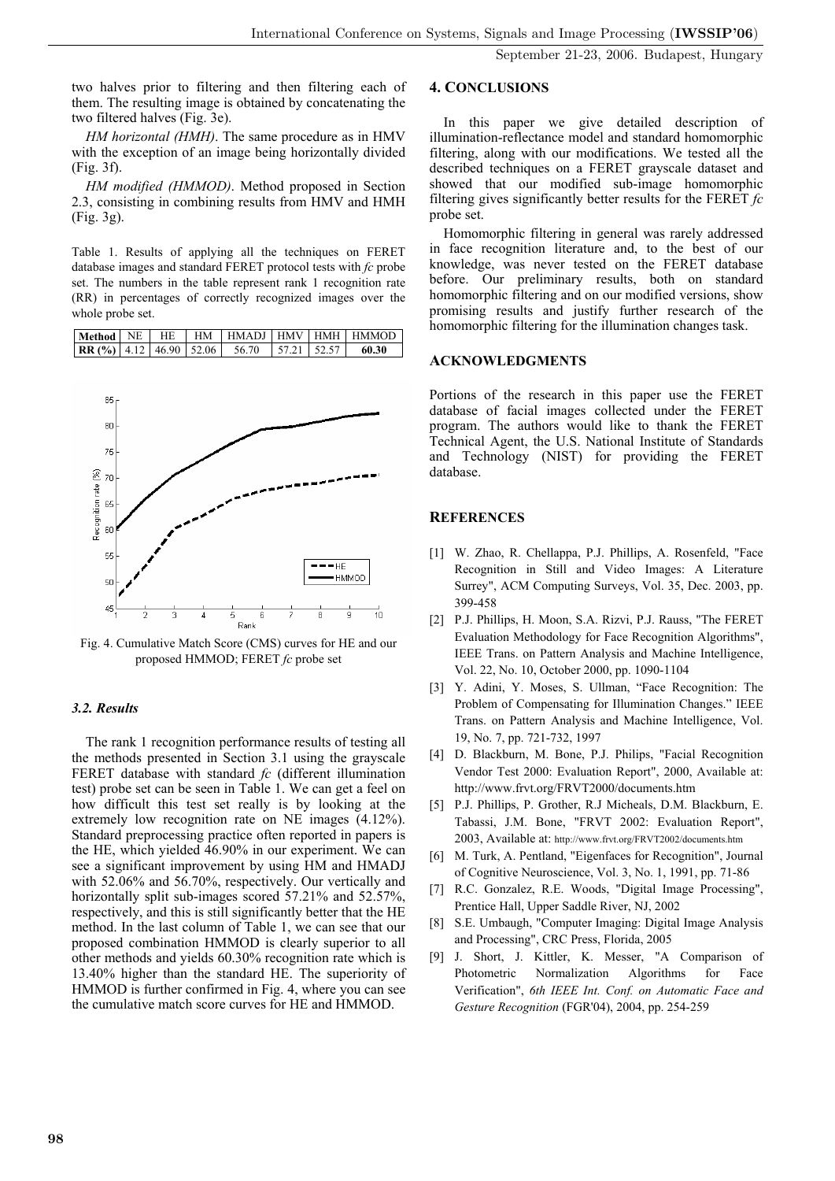two halves prior to filtering and then filtering each of them. The resulting image is obtained by concatenating the two filtered halves (Fig. 3e).

*HM horizontal (HMH)*. The same procedure as in HMV with the exception of an image being horizontally divided (Fig. 3f).

*HM modified (HMMOD)*. Method proposed in Section 2.3, consisting in combining results from HMV and HMH (Fig. 3g).

Table 1. Results of applying all the techniques on FERET database images and standard FERET protocol tests with *fc* probe set. The numbers in the table represent rank 1 recognition rate (RR) in percentages of correctly recognized images over the whole probe set.

| **Method** | NE | HE | HM | HMADJ | HMV | HMH | HMMOD |
|---|---|---|---|---|---|---|---|
| **RR (%)** | 4.12 | 46.90 | 52.06 | 56.70 | 57.21 | 52.57 | **60.30** |

Recognition rate (%)
Rank
85
80
75
70
65
60
55
50
45
1 2 3 4 5 6 7 8 9 10
HE
HMMOD

Fig. 4. Cumulative Match Score (CMS) curves for HE and our proposed HMMOD; FERET *fc* probe set

### *3.2. Results*

The rank 1 recognition performance results of testing all the methods presented in Section 3.1 using the grayscale FERET database with standard *fc* (different illumination test) probe set can be seen in Table 1. We can get a feel on how difficult this test set really is by looking at the extremely low recognition rate on NE images (4.12%). Standard preprocessing practice often reported in papers is the HE, which yielded 46.90% in our experiment. We can see a significant improvement by using HM and HMADJ with 52.06% and 56.70%, respectively. Our vertically and horizontally split sub-images scored 57.21% and 52.57%, respectively, and this is still significantly better that the HE method. In the last column of Table 1, we can see that our proposed combination HMMOD is clearly superior to all other methods and yields 60.30% recognition rate which is 13.40% higher than the standard HE. The superiority of HMMOD is further confirmed in Fig. 4, where you can see the cumulative match score curves for HE and HMMOD.

## 4. CONCLUSIONS

In this paper we give detailed description of illumination-reflectance model and standard homomorphic filtering, along with our modifications. We tested all the described techniques on a FERET grayscale dataset and showed that our modified sub-image homomorphic filtering gives significantly better results for the FERET *fc* probe set.

Homomorphic filtering in general was rarely addressed in face recognition literature and, to the best of our knowledge, was never tested on the FERET database before. Our preliminary results, both on standard homomorphic filtering and on our modified versions, show promising results and justify further research of the homomorphic filtering for the illumination changes task.

## ACKNOWLEDGMENTS

Portions of the research in this paper use the FERET database of facial images collected under the FERET program. The authors would like to thank the FERET Technical Agent, the U.S. National Institute of Standards and Technology (NIST) for providing the FERET database.

## REFERENCES

[1] W. Zhao, R. Chellappa, P.J. Phillips, A. Rosenfeld, "Face Recognition in Still and Video Images: A Literature Surrey", ACM Computing Surveys, Vol. 35, Dec. 2003, pp. 399-458

[2] P.J. Phillips, H. Moon, S.A. Rizvi, P.J. Rauss, "The FERET Evaluation Methodology for Face Recognition Algorithms", IEEE Trans. on Pattern Analysis and Machine Intelligence, Vol. 22, No. 10, October 2000, pp. 1090-1104

[3] Y. Adini, Y. Moses, S. Ullman, "Face Recognition: The Problem of Compensating for Illumination Changes." IEEE Trans. on Pattern Analysis and Machine Intelligence, Vol. 19, No. 7, pp. 721-732, 1997

[4] D. Blackburn, M. Bone, P.J. Philips, "Facial Recognition Vendor Test 2000: Evaluation Report", 2000, Available at: http://www.frvt.org/FRVT2000/documents.htm

[5] P.J. Phillips, P. Grother, R.J Micheals, D.M. Blackburn, E. Tabassi, J.M. Bone, "FRVT 2002: Evaluation Report", 2003, Available at: http://www.frvt.org/FRVT2002/documents.htm

[6] M. Turk, A. Pentland, "Eigenfaces for Recognition", Journal of Cognitive Neuroscience, Vol. 3, No. 1, 1991, pp. 71-86

[7] R.C. Gonzalez, R.E. Woods, "Digital Image Processing", Prentice Hall, Upper Saddle River, NJ, 2002

[8] S.E. Umbaugh, "Computer Imaging: Digital Image Analysis and Processing", CRC Press, Florida, 2005

[9] J. Short, J. Kittler, K. Messer, "A Comparison of Photometric Normalization Algorithms for Face Verification", *6th IEEE Int. Conf. on Automatic Face and Gesture Recognition* (FGR'04), 2004, pp. 254-259